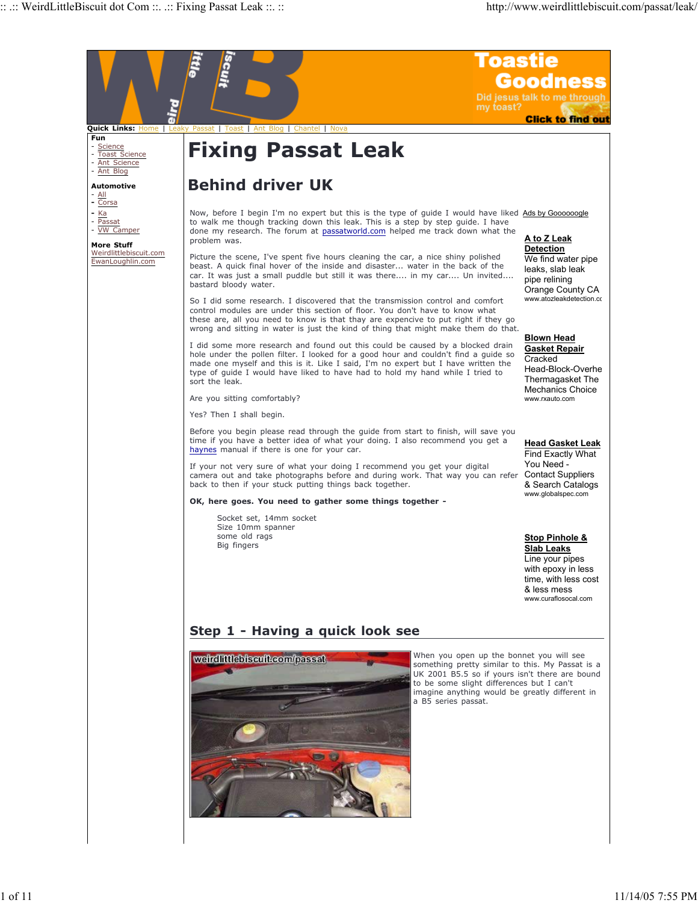Quick Links: Home | Leaky Passat | Toast | Ant Blog | Chantel | Nova

**Fun**
- Science
- Toast Science
- Ant Science
- Ant Blog

**Automotive**
- All
- Corsa
- Ka
- Passat
- VW Camper

**More Stuff**
Weirdlittlebiscuit.com
EwanLoughlin.com

# Fixing Passat Leak

## Behind driver UK

Now, before I begin I'm no expert but this is the type of guide I would have liked to walk me though tracking down this leak. This is a step by step guide. I have done my research. The forum at passatworld.com helped me track down what the problem was.

Picture the scene, I've spent five hours cleaning the car, a nice shiny polished beast. A quick final hover of the inside and disaster... water in the back of the car. It was just a small puddle but still it was there.... in my car.... Un invited.... bastard bloody water.

So I did some research. I discovered that the transmission control and comfort control modules are under this section of floor. You don't have to know what these are, all you need to know is that thay are expencive to put right if they go wrong and sitting in water is just the kind of thing that might make them do that.

I did some more research and found out this could be caused by a blocked drain hole under the pollen filter. I looked for a good hour and couldn't find a guide so made one myself and this is it. Like I said, I'm no expert but I have written the type of guide I would have liked to have had to hold my hand while I tried to sort the leak.

Are you sitting comfortably?

Yes? Then I shall begin.

Before you begin please read through the guide from start to finish, will save you time if you have a better idea of what your doing. I also recommend you get a haynes manual if there is one for your car.

If your not very sure of what your doing I recommend you get your digital camera out and take photographs before and during work. That way you can refer back to then if your stuck putting things back together.

**OK, here goes. You need to gather some things together -**

Socket set, 14mm socket
Size 10mm spanner
some old rags
Big fingers

Ads by Goooooogle

**A to Z Leak Detection**
We find water pipe leaks, slab leak pipe relining Orange County CA
www.atozleakdetection.cc

**Blown Head Gasket Repair**
Cracked Head-Block-Overhe Thermagasket The Mechanics Choice
www.rxauto.com

**Head Gasket Leak**
Find Exactly What You Need - Contact Suppliers & Search Catalogs
www.globalspec.com

**Stop Pinhole & Slab Leaks**
Line your pipes with epoxy in less time, with less cost & less mess
www.curaflosocal.com

## Step 1 - Having a quick look see

When you open up the bonnet you will see something pretty similar to this. My Passat is a UK 2001 B5.5 so if yours isn't there are bound to be some slight differences but I can't imagine anything would be greatly different in a B5 series passat.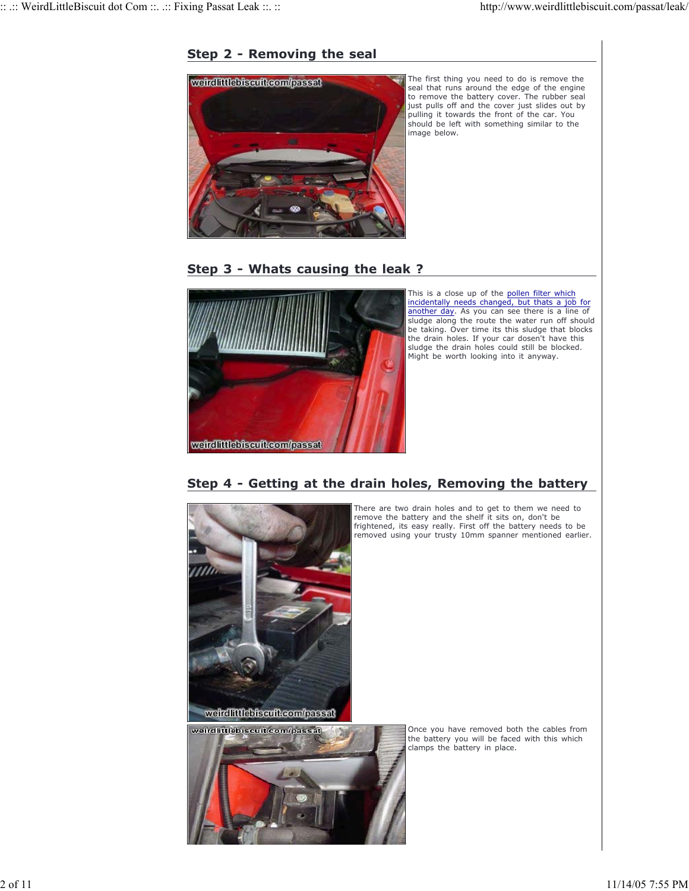## Step 2 - Removing the seal

The first thing you need to do is remove the seal that runs around the edge of the engine to remove the battery cover. The rubber seal just pulls off and the cover just slides out by pulling it towards the front of the car. You should be left with something similar to the image below.

## Step 3 - Whats causing the leak ?

This is a close up of the pollen filter which incidentally needs changed, but thats a job for another day. As you can see there is a line of sludge along the route the water run off should be taking. Over time its this sludge that blocks the drain holes. If your car dosen't have this sludge the drain holes could still be blocked. Might be worth looking into it anyway.

## Step 4 - Getting at the drain holes, Removing the battery

There are two drain holes and to get to them we need to remove the battery and the shelf it sits on, don't be frightened, its easy really. First off the battery needs to be removed using your trusty 10mm spanner mentioned earlier.

Once you have removed both the cables from the battery you will be faced with this which clamps the battery in place.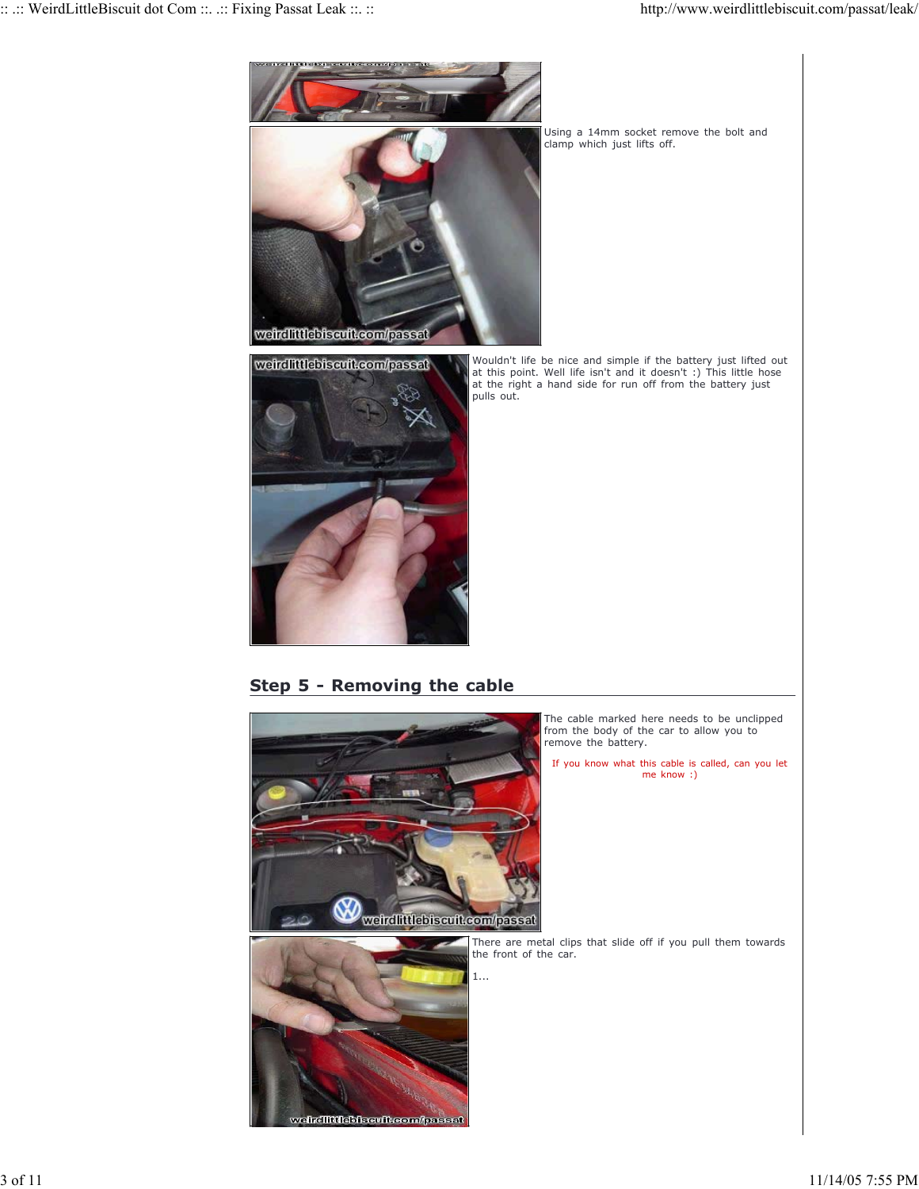Using a 14mm socket remove the bolt and clamp which just lifts off.

Wouldn't life be nice and simple if the battery just lifted out at this point. Well life isn't and it doesn't :) This little hose at the right a hand side for run off from the battery just pulls out.

## Step 5 - Removing the cable

The cable marked here needs to be unclipped from the body of the car to allow you to remove the battery.

If you know what this cable is called, can you let me know :)

There are metal clips that slide off if you pull them towards the front of the car.

1...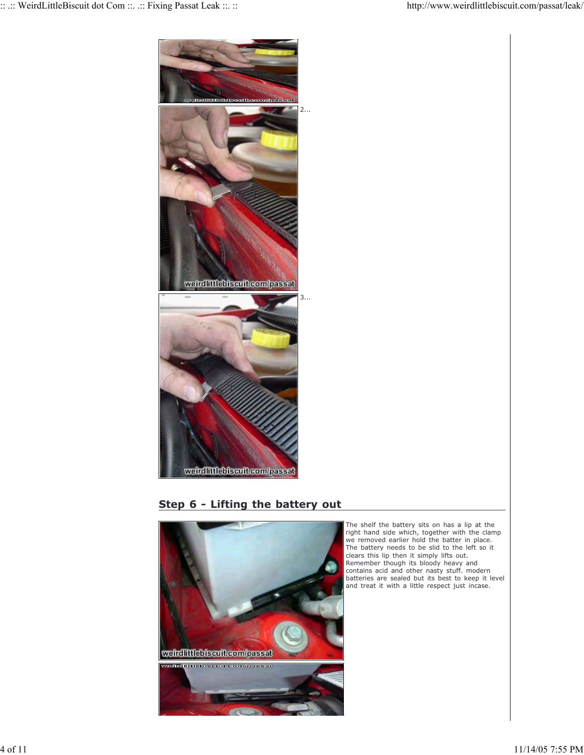2...

3...

## Step 6 - Lifting the battery out

The shelf the battery sits on has a lip at the right hand side which, together with the clamp we removed earlier hold the batter in place. The battery needs to be slid to the left so it clears this lip then it simply lifts out. Remember though its bloody heavy and contains acid and other nasty stuff. modern batteries are sealed but its best to keep it level and treat it with a little respect just incase.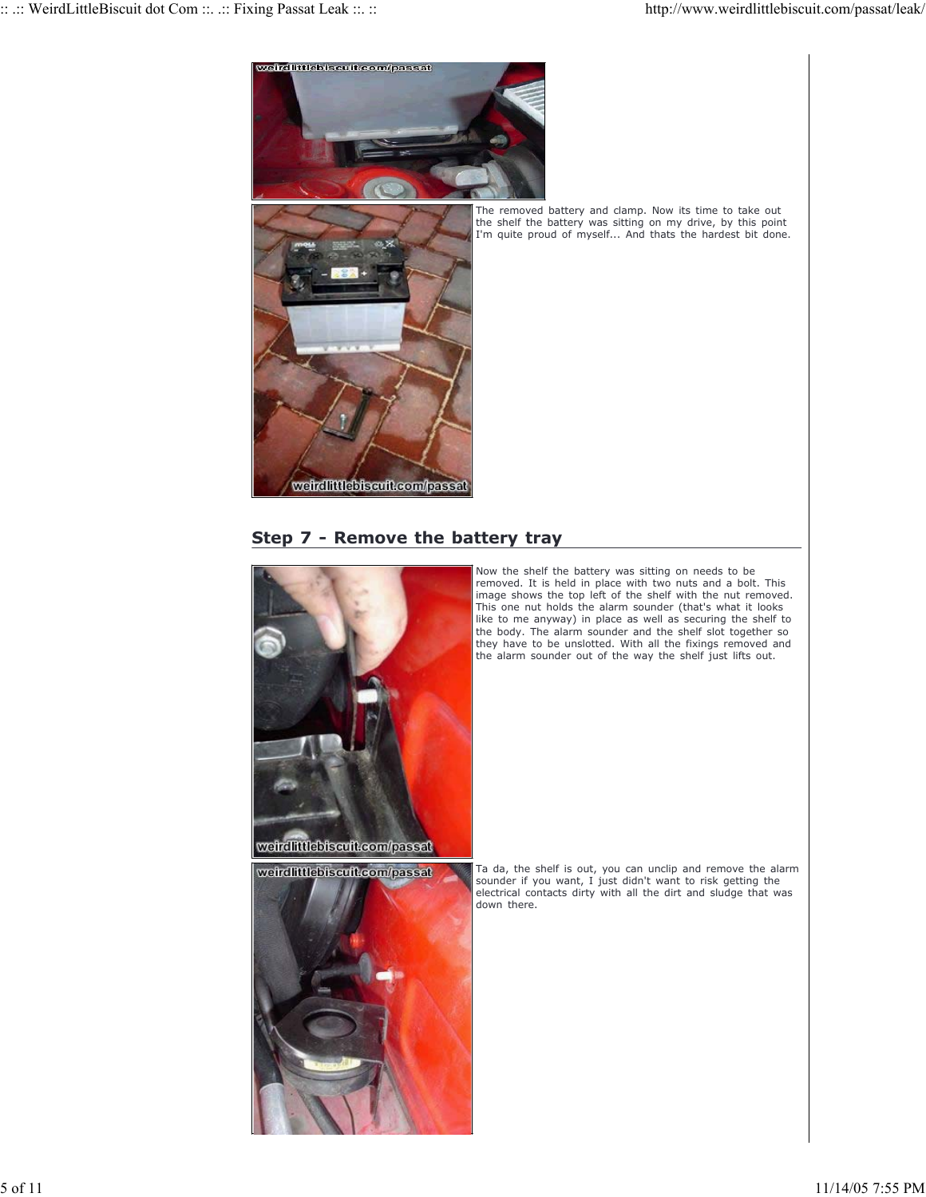The removed battery and clamp. Now its time to take out the shelf the battery was sitting on my drive, by this point I'm quite proud of myself... And thats the hardest bit done.

## Step 7 - Remove the battery tray

Now the shelf the battery was sitting on needs to be removed. It is held in place with two nuts and a bolt. This image shows the top left of the shelf with the nut removed. This one nut holds the alarm sounder (that's what it looks like to me anyway) in place as well as securing the shelf to the body. The alarm sounder and the shelf slot together so they have to be unslotted. With all the fixings removed and the alarm sounder out of the way the shelf just lifts out.

Ta da, the shelf is out, you can unclip and remove the alarm sounder if you want, I just didn't want to risk getting the electrical contacts dirty with all the dirt and sludge that was down there.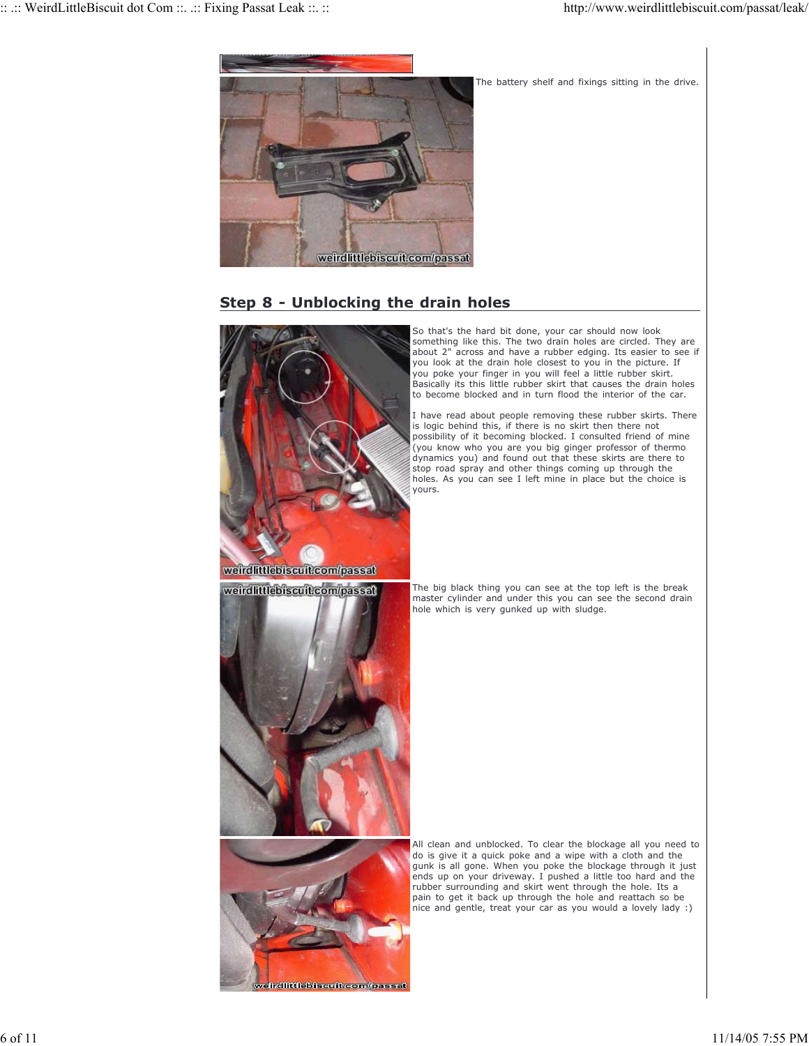The battery shelf and fixings sitting in the drive.

## Step 8 - Unblocking the drain holes

So that's the hard bit done, your car should now look something like this. The two drain holes are circled. They are about 2" across and have a rubber edging. Its easier to see if you look at the drain hole closest to you in the picture. If you poke your finger in you will feel a little rubber skirt. Basically its this little rubber skirt that causes the drain holes to become blocked and in turn flood the interior of the car.

I have read about people removing these rubber skirts. There is logic behind this, if there is no skirt then there not possibility of it becoming blocked. I consulted friend of mine (you know who you are you big ginger professor of thermo dynamics you) and found out that these skirts are there to stop road spray and other things coming up through the holes. As you can see I left mine in place but the choice is yours.

The big black thing you can see at the top left is the break master cylinder and under this you can see the second drain hole which is very gunked up with sludge.

All clean and unblocked. To clear the blockage all you need to do is give it a quick poke and a wipe with a cloth and the gunk is all gone. When you poke the blockage through it just ends up on your driveway. I pushed a little too hard and the rubber surrounding and skirt went through the hole. Its a pain to get it back up through the hole and reattach so be nice and gentle, treat your car as you would a lovely lady :)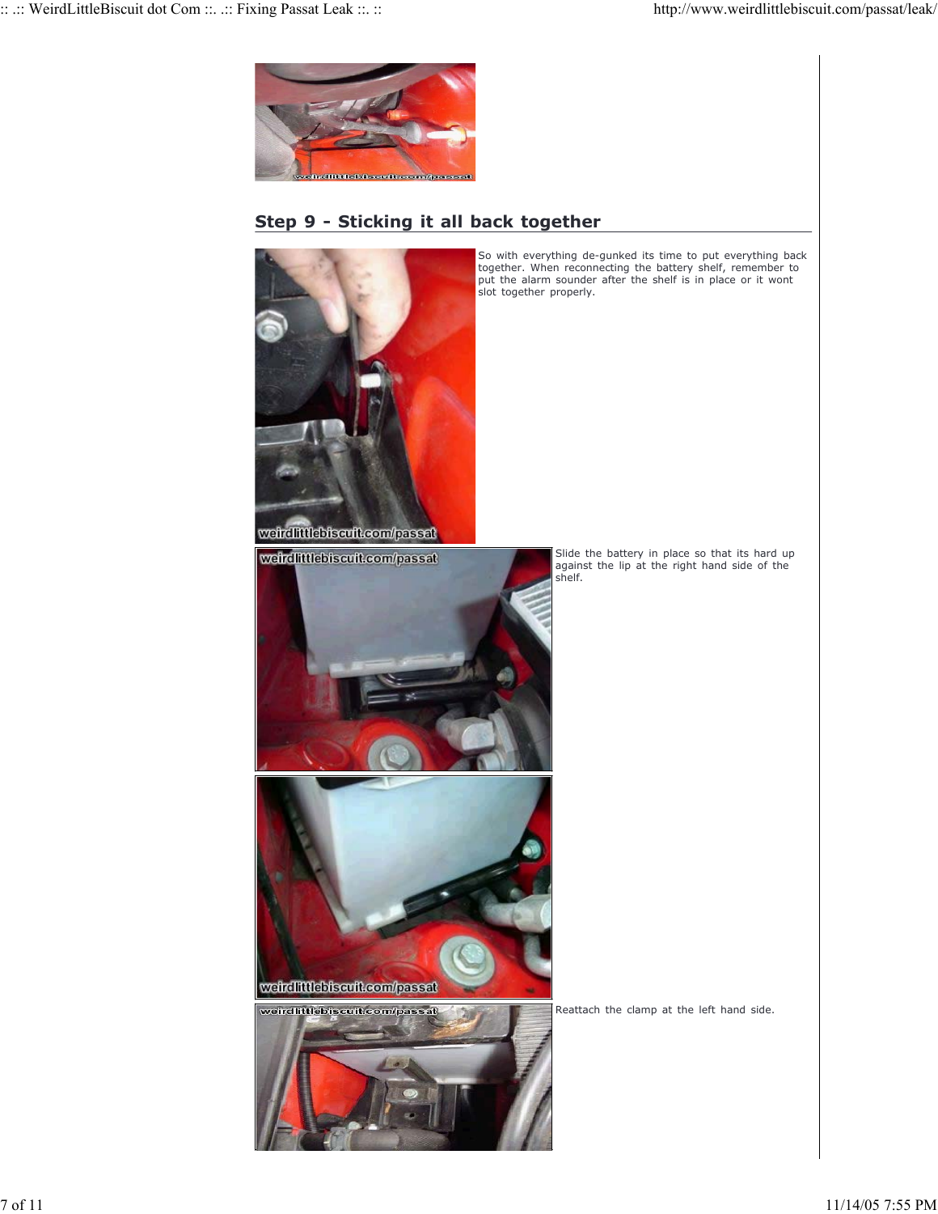## Step 9 - Sticking it all back together

So with everything de-gunked its time to put everything back together. When reconnecting the battery shelf, remember to put the alarm sounder after the shelf is in place or it wont slot together properly.

Slide the battery in place so that its hard up against the lip at the right hand side of the shelf.

Reattach the clamp at the left hand side.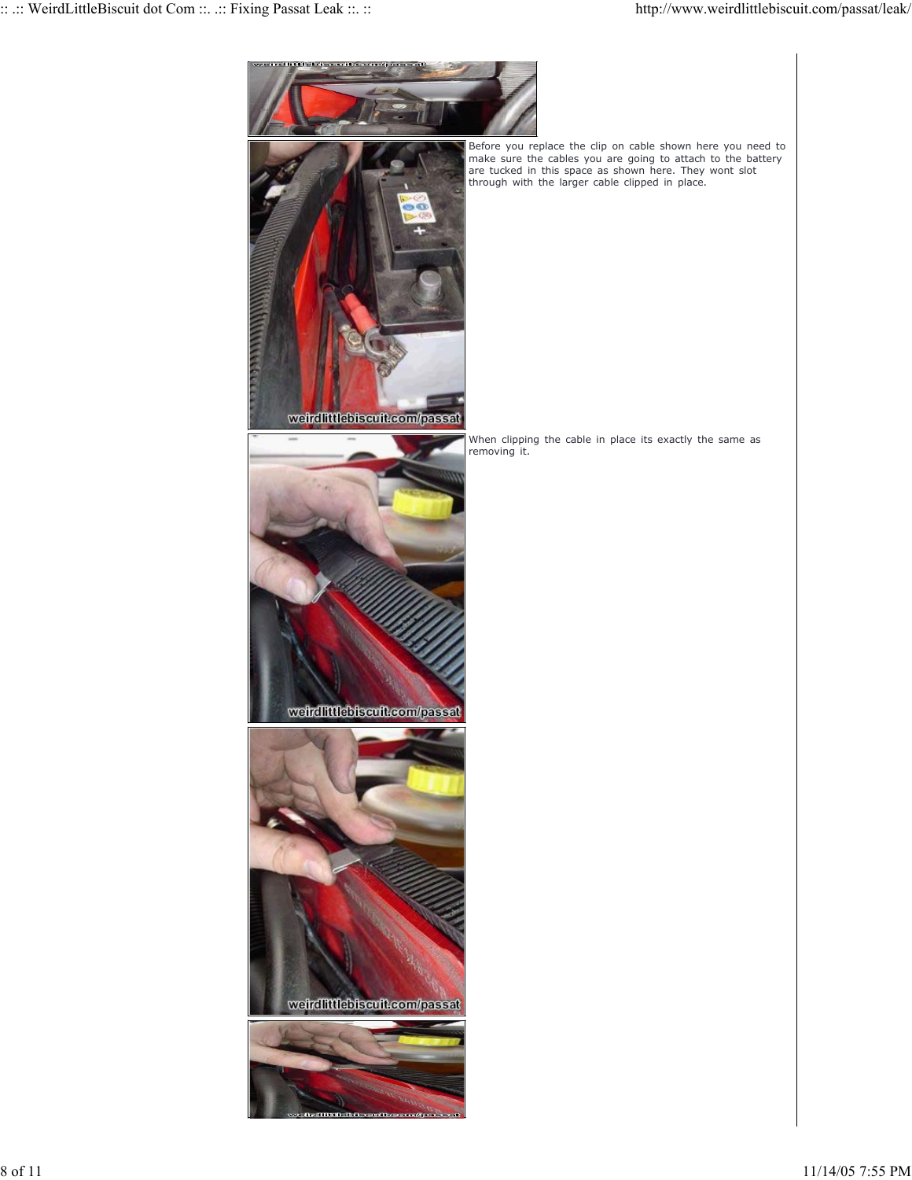Before you replace the clip on cable shown here you need to make sure the cables you are going to attach to the battery are tucked in this space as shown here. They wont slot through with the larger cable clipped in place.

When clipping the cable in place its exactly the same as removing it.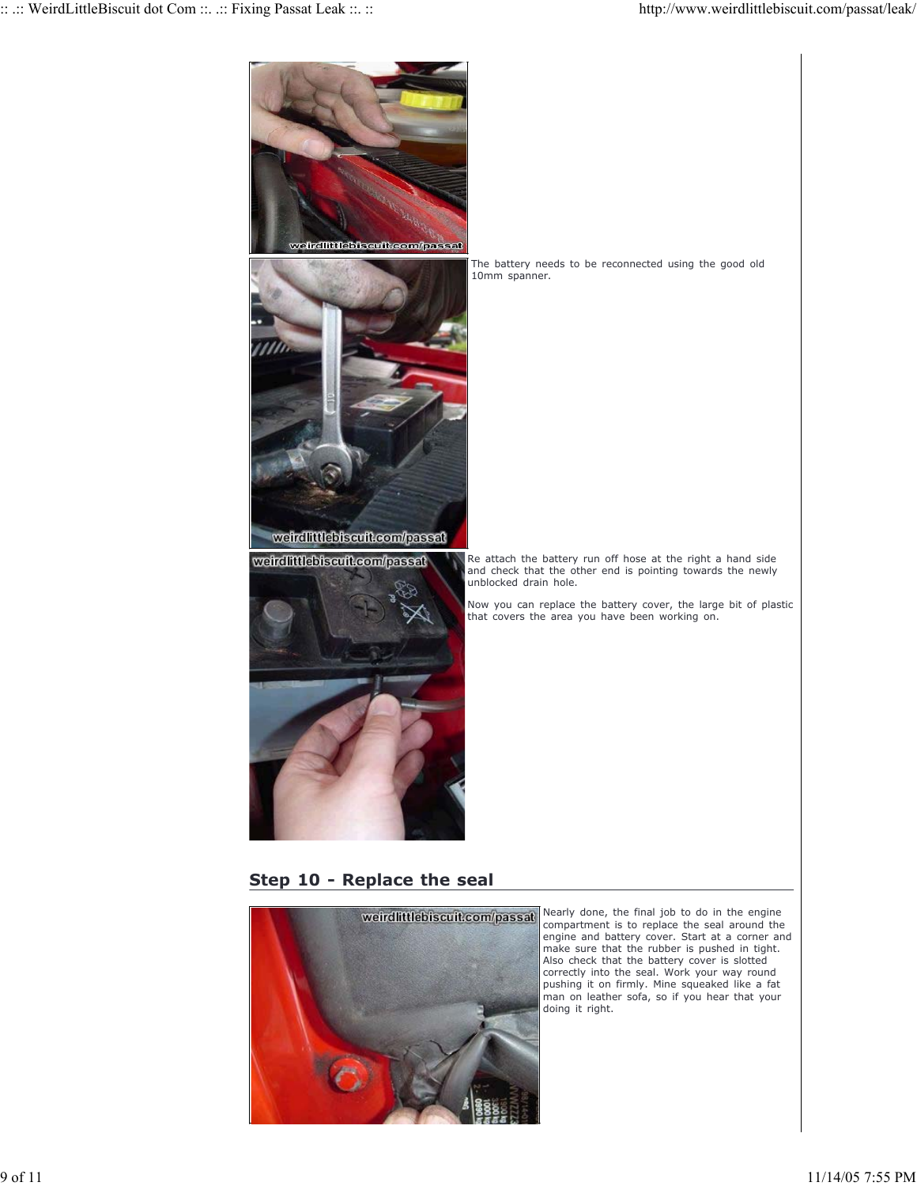The battery needs to be reconnected using the good old 10mm spanner.

Re attach the battery run off hose at the right a hand side and check that the other end is pointing towards the newly unblocked drain hole.

Now you can replace the battery cover, the large bit of plastic that covers the area you have been working on.

## Step 10 - Replace the seal

Nearly done, the final job to do in the engine compartment is to replace the seal around the engine and battery cover. Start at a corner and make sure that the rubber is pushed in tight. Also check that the battery cover is slotted correctly into the seal. Work your way round pushing it on firmly. Mine squeaked like a fat man on leather sofa, so if you hear that your doing it right.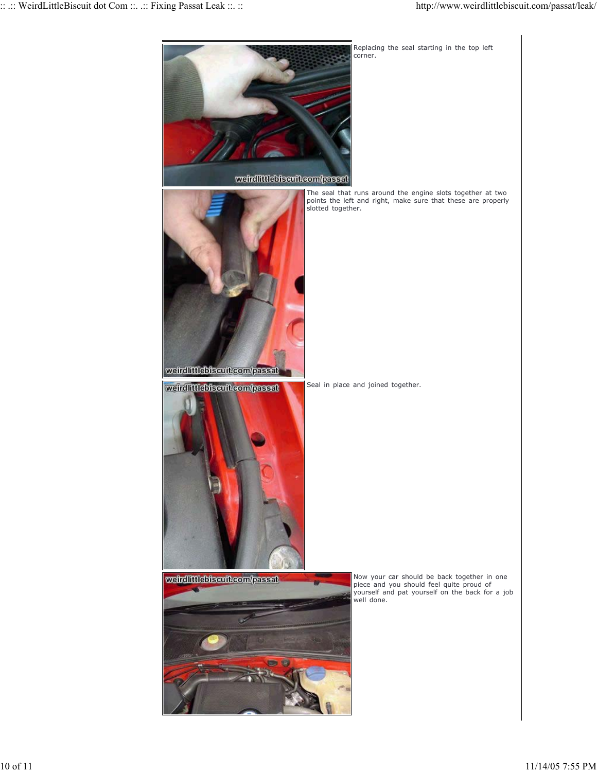Replacing the seal starting in the top left corner.

The seal that runs around the engine slots together at two points the left and right, make sure that these are properly slotted together.

Seal in place and joined together.

Now your car should be back together in one piece and you should feel quite proud of yourself and pat yourself on the back for a job well done.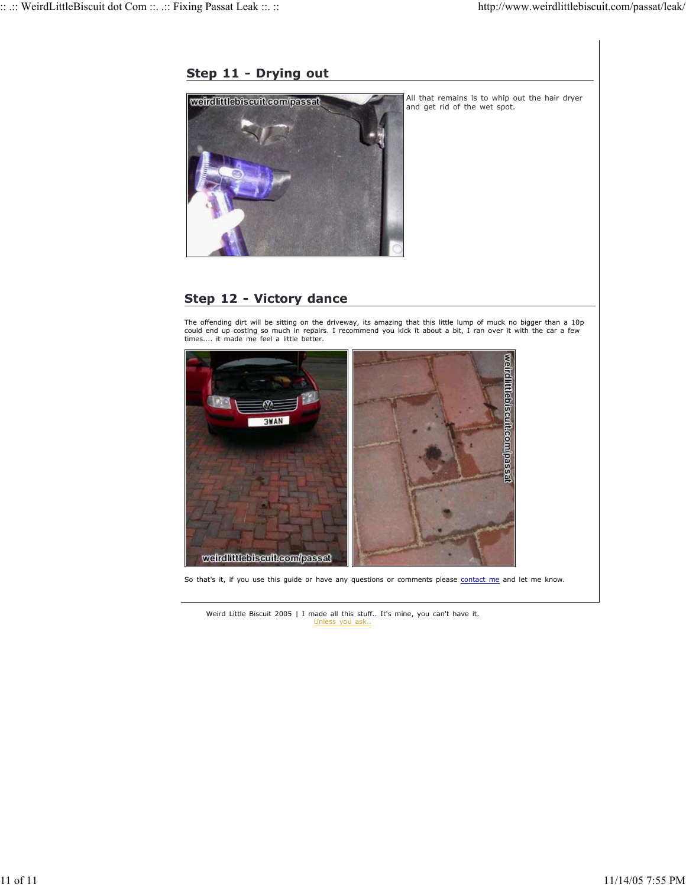## Step 11 - Drying out

All that remains is to whip out the hair dryer and get rid of the wet spot.

## Step 12 - Victory dance

The offending dirt will be sitting on the driveway, its amazing that this little lump of muck no bigger than a 10p could end up costing so much in repairs. I recommend you kick it about a bit, I ran over it with the car a few times.... it made me feel a little better.

So that's it, if you use this guide or have any questions or comments please contact me and let me know.

Weird Little Biscuit 2005 | I made all this stuff.. It's mine, you can't have it.
Unless you ask..